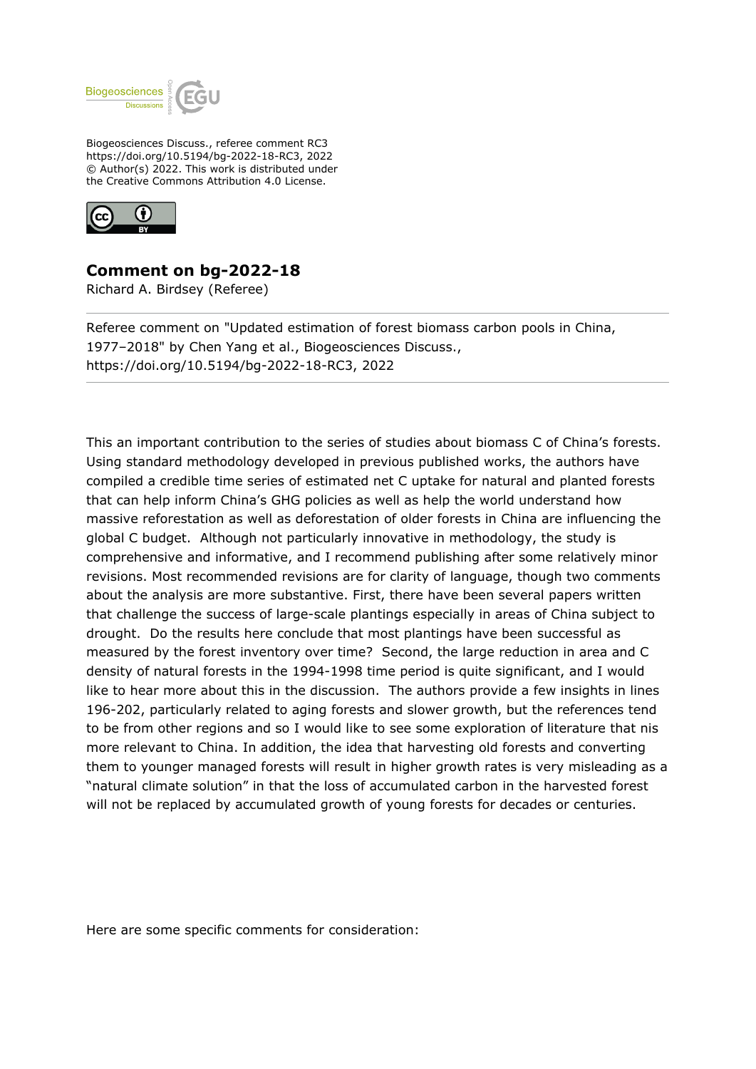Biogeosciences Discuss., referee comment RC3
https://doi.org/10.5194/bg-2022-18-RC3, 2022
© Author(s) 2022. This work is distributed under
the Creative Commons Attribution 4.0 License.

## Comment on bg-2022-18

Richard A. Birdsey (Referee)

Referee comment on "Updated estimation of forest biomass carbon pools in China, 1977–2018" by Chen Yang et al., Biogeosciences Discuss., https://doi.org/10.5194/bg-2022-18-RC3, 2022

---

This an important contribution to the series of studies about biomass C of China's forests. Using standard methodology developed in previous published works, the authors have compiled a credible time series of estimated net C uptake for natural and planted forests that can help inform China's GHG policies as well as help the world understand how massive reforestation as well as deforestation of older forests in China are influencing the global C budget. Although not particularly innovative in methodology, the study is comprehensive and informative, and I recommend publishing after some relatively minor revisions. Most recommended revisions are for clarity of language, though two comments about the analysis are more substantive. First, there have been several papers written that challenge the success of large-scale plantings especially in areas of China subject to drought. Do the results here conclude that most plantings have been successful as measured by the forest inventory over time? Second, the large reduction in area and C density of natural forests in the 1994-1998 time period is quite significant, and I would like to hear more about this in the discussion. The authors provide a few insights in lines 196-202, particularly related to aging forests and slower growth, but the references tend to be from other regions and so I would like to see some exploration of literature that nis more relevant to China. In addition, the idea that harvesting old forests and converting them to younger managed forests will result in higher growth rates is very misleading as a "natural climate solution" in that the loss of accumulated carbon in the harvested forest will not be replaced by accumulated growth of young forests for decades or centuries.

Here are some specific comments for consideration: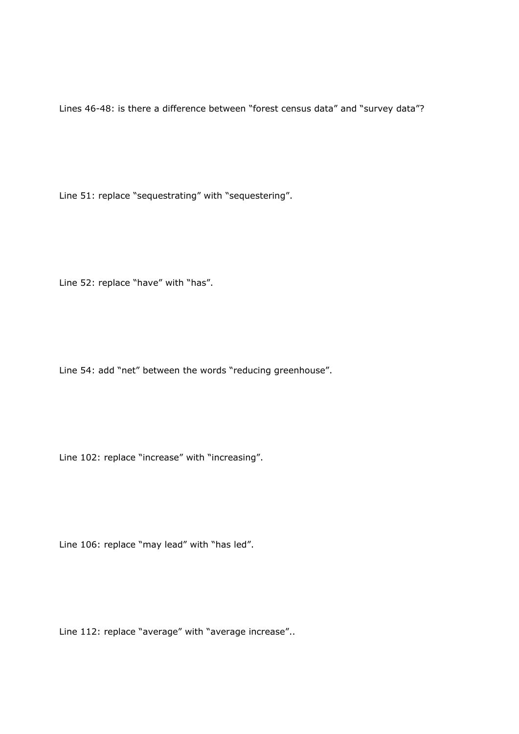Lines 46-48: is there a difference between “forest census data” and “survey data”?

Line 51: replace “sequestrating” with “sequestering”.

Line 52: replace “have” with “has”.

Line 54: add “net” between the words “reducing greenhouse”.

Line 102: replace “increase” with “increasing”.

Line 106: replace “may lead” with “has led”.

Line 112: replace “average” with “average increase”..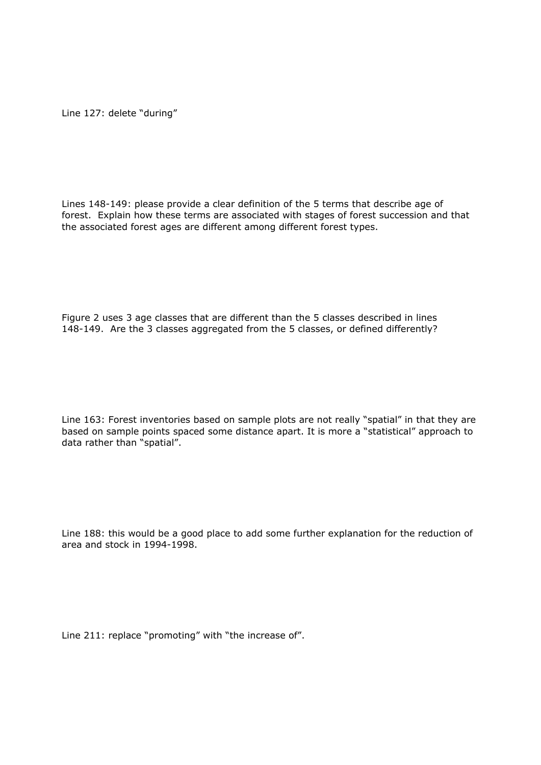Line 127: delete “during”

Lines 148-149: please provide a clear definition of the 5 terms that describe age of forest. Explain how these terms are associated with stages of forest succession and that the associated forest ages are different among different forest types.

Figure 2 uses 3 age classes that are different than the 5 classes described in lines 148-149. Are the 3 classes aggregated from the 5 classes, or defined differently?

Line 163: Forest inventories based on sample plots are not really “spatial” in that they are based on sample points spaced some distance apart. It is more a “statistical” approach to data rather than “spatial”.

Line 188: this would be a good place to add some further explanation for the reduction of area and stock in 1994-1998.

Line 211: replace “promoting” with “the increase of”.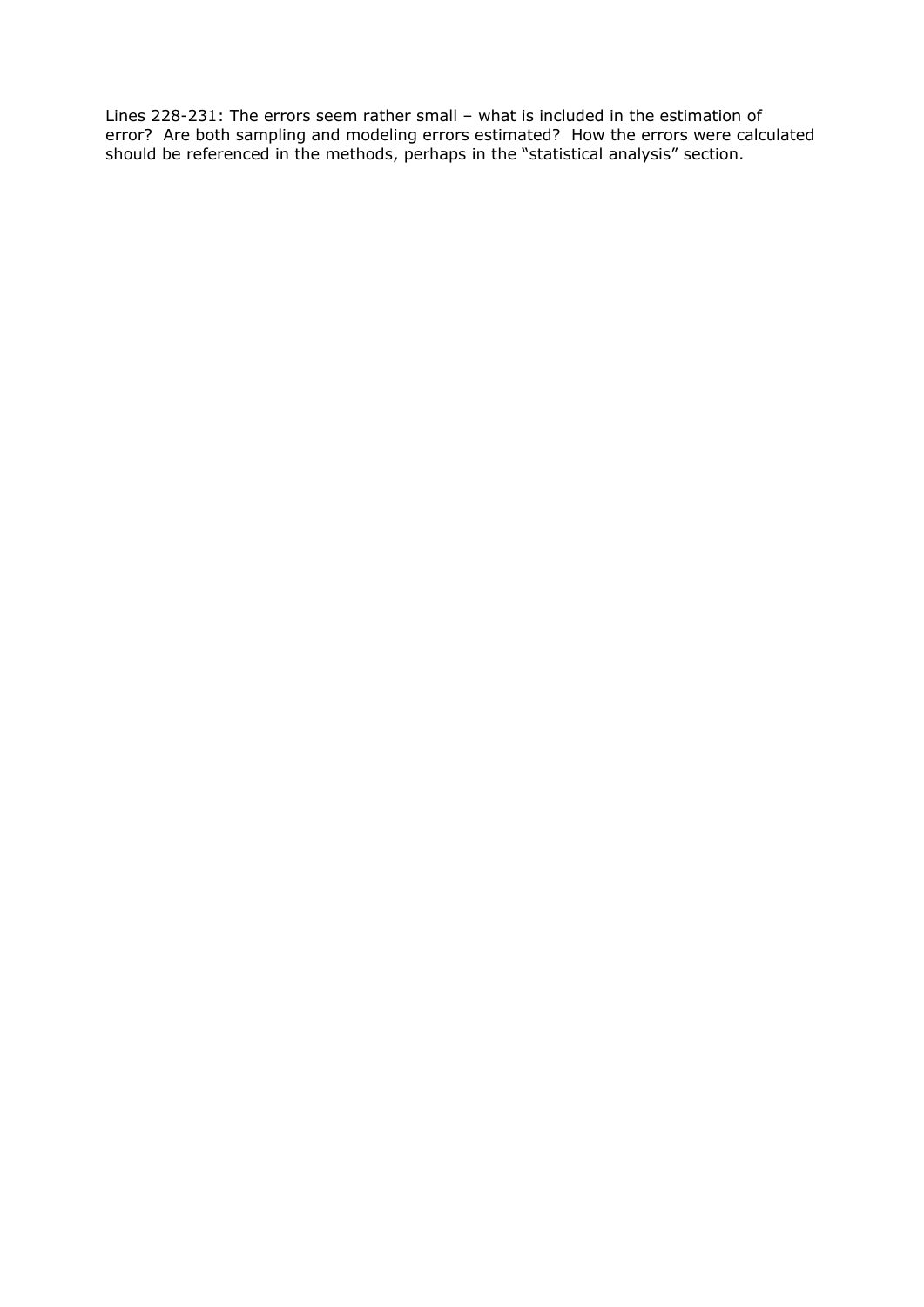Lines 228-231: The errors seem rather small – what is included in the estimation of error? Are both sampling and modeling errors estimated? How the errors were calculated should be referenced in the methods, perhaps in the "statistical analysis" section.